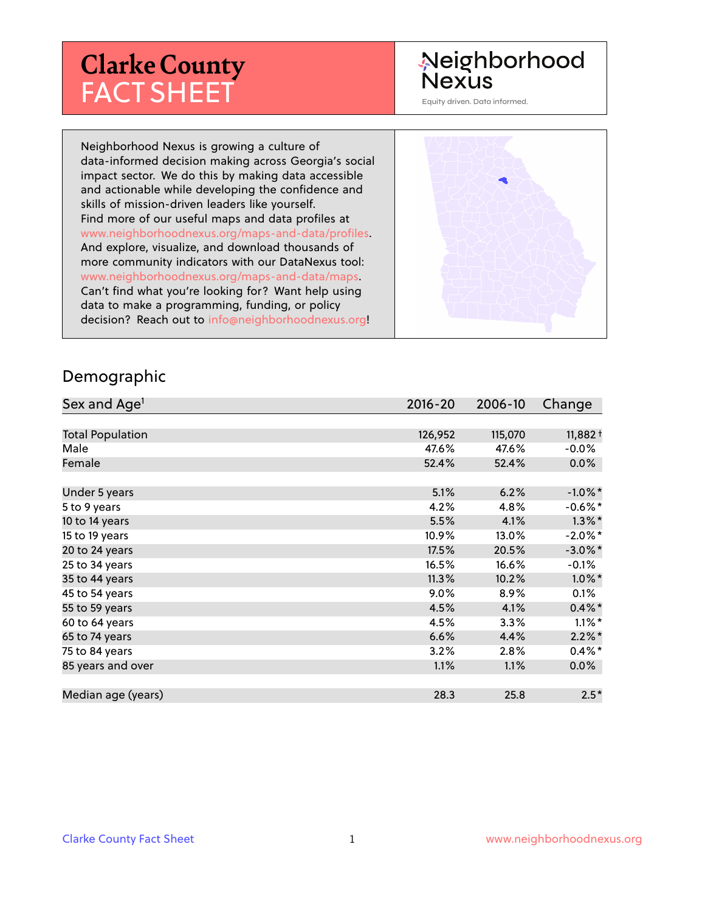# Clarke County FACT SHEET

Neighborhood Nexus

Equity driven. Data informed.

Neighborhood Nexus is growing a culture of data-informed decision making across Georgia's social impact sector. We do this by making data accessible and actionable while developing the confidence and skills of mission-driven leaders like yourself. Find more of our useful maps and data profiles at www.neighborhoodnexus.org/maps-and-data/profiles. And explore, visualize, and download thousands of more community indicators with our DataNexus tool: www.neighborhoodnexus.org/maps-and-data/maps. Can't find what you're looking for? Want help using data to make a programming, funding, or policy decision? Reach out to info@neighborhoodnexus.org!

## Demographic

| Sex and Age[1] | 2016-20 | 2006-10 | Change |
|---|---|---|---|
| Total Population | 126,952 | 115,070 | 11,882 † |
| Male | 47.6% | 47.6% | -0.0% |
| Female | 52.4% | 52.4% | 0.0% |
| | | | |
| Under 5 years | 5.1% | 6.2% | -1.0% * |
| 5 to 9 years | 4.2% | 4.8% | -0.6% * |
| 10 to 14 years | 5.5% | 4.1% | 1.3% * |
| 15 to 19 years | 10.9% | 13.0% | -2.0% * |
| 20 to 24 years | 17.5% | 20.5% | -3.0% * |
| 25 to 34 years | 16.5% | 16.6% | -0.1% |
| 35 to 44 years | 11.3% | 10.2% | 1.0% * |
| 45 to 54 years | 9.0% | 8.9% | 0.1% |
| 55 to 59 years | 4.5% | 4.1% | 0.4% * |
| 60 to 64 years | 4.5% | 3.3% | 1.1% * |
| 65 to 74 years | 6.6% | 4.4% | 2.2% * |
| 75 to 84 years | 3.2% | 2.8% | 0.4% * |
| 85 years and over | 1.1% | 1.1% | 0.0% |
| | | | |
| Median age (years) | 28.3 | 25.8 | 2.5 * |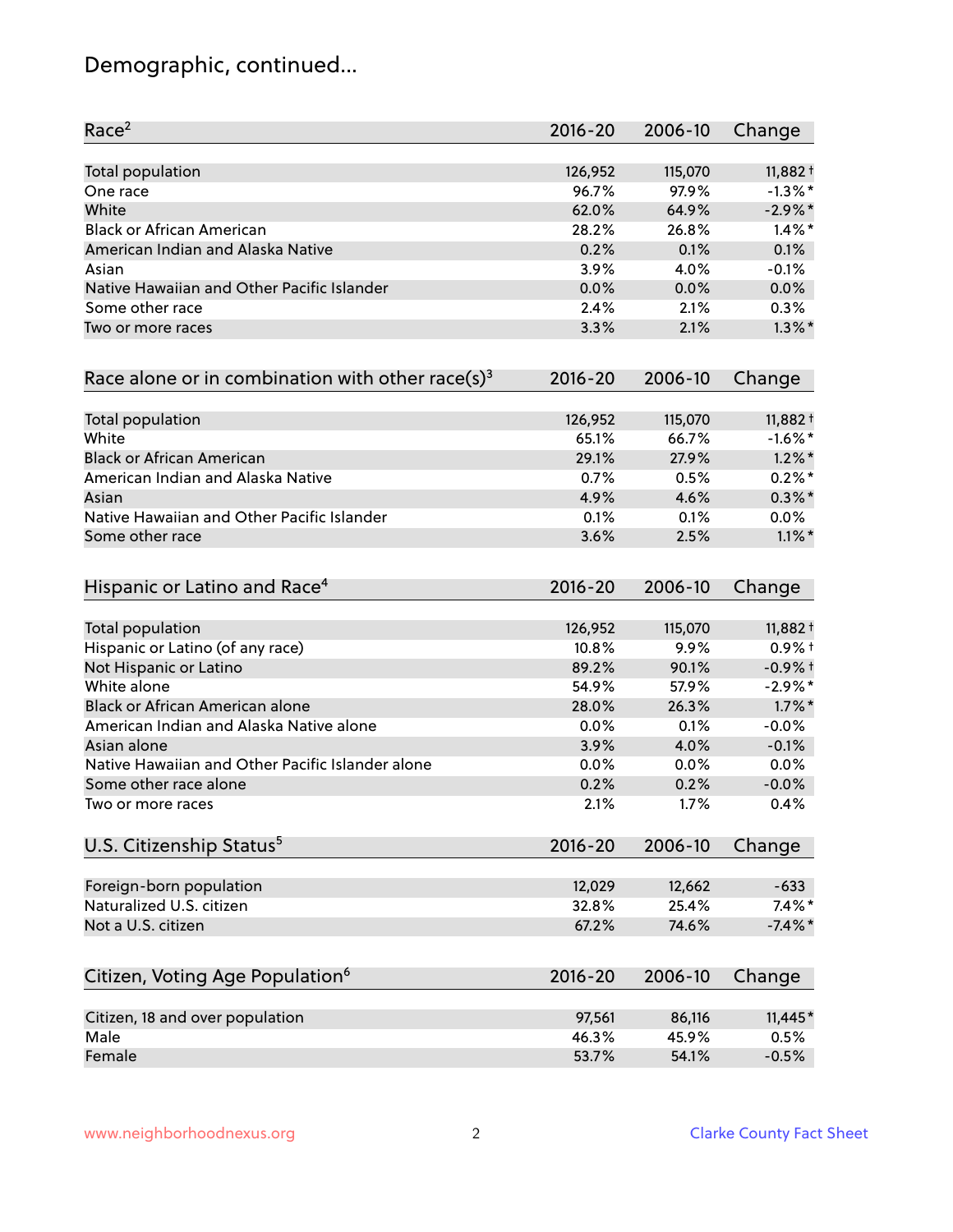# Demographic, continued...

| Race[2] | 2016-20 | 2006-10 | Change |
|---|---|---|---|
| Total population | 126,952 | 115,070 | 11,882† |
| One race | 96.7% | 97.9% | -1.3%* |
| White | 62.0% | 64.9% | -2.9%* |
| Black or African American | 28.2% | 26.8% | 1.4%* |
| American Indian and Alaska Native | 0.2% | 0.1% | 0.1% |
| Asian | 3.9% | 4.0% | -0.1% |
| Native Hawaiian and Other Pacific Islander | 0.0% | 0.0% | 0.0% |
| Some other race | 2.4% | 2.1% | 0.3% |
| Two or more races | 3.3% | 2.1% | 1.3%* |

| Race alone or in combination with other race(s)[3] | 2016-20 | 2006-10 | Change |
|---|---|---|---|
| Total population | 126,952 | 115,070 | 11,882† |
| White | 65.1% | 66.7% | -1.6%* |
| Black or African American | 29.1% | 27.9% | 1.2%* |
| American Indian and Alaska Native | 0.7% | 0.5% | 0.2%* |
| Asian | 4.9% | 4.6% | 0.3%* |
| Native Hawaiian and Other Pacific Islander | 0.1% | 0.1% | 0.0% |
| Some other race | 3.6% | 2.5% | 1.1%* |

| Hispanic or Latino and Race[4] | 2016-20 | 2006-10 | Change |
|---|---|---|---|
| Total population | 126,952 | 115,070 | 11,882† |
| Hispanic or Latino (of any race) | 10.8% | 9.9% | 0.9%† |
| Not Hispanic or Latino | 89.2% | 90.1% | -0.9%† |
| White alone | 54.9% | 57.9% | -2.9%* |
| Black or African American alone | 28.0% | 26.3% | 1.7%* |
| American Indian and Alaska Native alone | 0.0% | 0.1% | -0.0% |
| Asian alone | 3.9% | 4.0% | -0.1% |
| Native Hawaiian and Other Pacific Islander alone | 0.0% | 0.0% | 0.0% |
| Some other race alone | 0.2% | 0.2% | -0.0% |
| Two or more races | 2.1% | 1.7% | 0.4% |

| U.S. Citizenship Status[5] | 2016-20 | 2006-10 | Change |
|---|---|---|---|
| Foreign-born population | 12,029 | 12,662 | -633 |
| Naturalized U.S. citizen | 32.8% | 25.4% | 7.4%* |
| Not a U.S. citizen | 67.2% | 74.6% | -7.4%* |

| Citizen, Voting Age Population[6] | 2016-20 | 2006-10 | Change |
|---|---|---|---|
| Citizen, 18 and over population | 97,561 | 86,116 | 11,445* |
| Male | 46.3% | 45.9% | 0.5% |
| Female | 53.7% | 54.1% | -0.5% |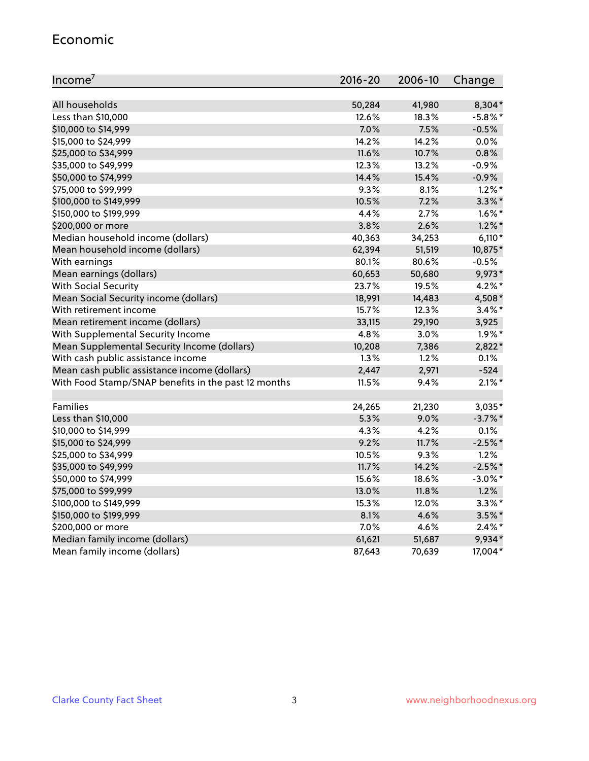## Economic

| Income[7] | 2016-20 | 2006-10 | Change |
|---|---|---|---|
| All households | 50,284 | 41,980 | 8,304* |
| Less than $10,000 | 12.6% | 18.3% | -5.8%* |
| $10,000 to $14,999 | 7.0% | 7.5% | -0.5% |
| $15,000 to $24,999 | 14.2% | 14.2% | 0.0% |
| $25,000 to $34,999 | 11.6% | 10.7% | 0.8% |
| $35,000 to $49,999 | 12.3% | 13.2% | -0.9% |
| $50,000 to $74,999 | 14.4% | 15.4% | -0.9% |
| $75,000 to $99,999 | 9.3% | 8.1% | 1.2%* |
| $100,000 to $149,999 | 10.5% | 7.2% | 3.3%* |
| $150,000 to $199,999 | 4.4% | 2.7% | 1.6%* |
| $200,000 or more | 3.8% | 2.6% | 1.2%* |
| Median household income (dollars) | 40,363 | 34,253 | 6,110* |
| Mean household income (dollars) | 62,394 | 51,519 | 10,875* |
| With earnings | 80.1% | 80.6% | -0.5% |
| Mean earnings (dollars) | 60,653 | 50,680 | 9,973* |
| With Social Security | 23.7% | 19.5% | 4.2%* |
| Mean Social Security income (dollars) | 18,991 | 14,483 | 4,508* |
| With retirement income | 15.7% | 12.3% | 3.4%* |
| Mean retirement income (dollars) | 33,115 | 29,190 | 3,925 |
| With Supplemental Security Income | 4.8% | 3.0% | 1.9%* |
| Mean Supplemental Security Income (dollars) | 10,208 | 7,386 | 2,822* |
| With cash public assistance income | 1.3% | 1.2% | 0.1% |
| Mean cash public assistance income (dollars) | 2,447 | 2,971 | -524 |
| With Food Stamp/SNAP benefits in the past 12 months | 11.5% | 9.4% | 2.1%* |
| | | | |
| Families | 24,265 | 21,230 | 3,035* |
| Less than $10,000 | 5.3% | 9.0% | -3.7%* |
| $10,000 to $14,999 | 4.3% | 4.2% | 0.1% |
| $15,000 to $24,999 | 9.2% | 11.7% | -2.5%* |
| $25,000 to $34,999 | 10.5% | 9.3% | 1.2% |
| $35,000 to $49,999 | 11.7% | 14.2% | -2.5%* |
| $50,000 to $74,999 | 15.6% | 18.6% | -3.0%* |
| $75,000 to $99,999 | 13.0% | 11.8% | 1.2% |
| $100,000 to $149,999 | 15.3% | 12.0% | 3.3%* |
| $150,000 to $199,999 | 8.1% | 4.6% | 3.5%* |
| $200,000 or more | 7.0% | 4.6% | 2.4%* |
| Median family income (dollars) | 61,621 | 51,687 | 9,934* |
| Mean family income (dollars) | 87,643 | 70,639 | 17,004* |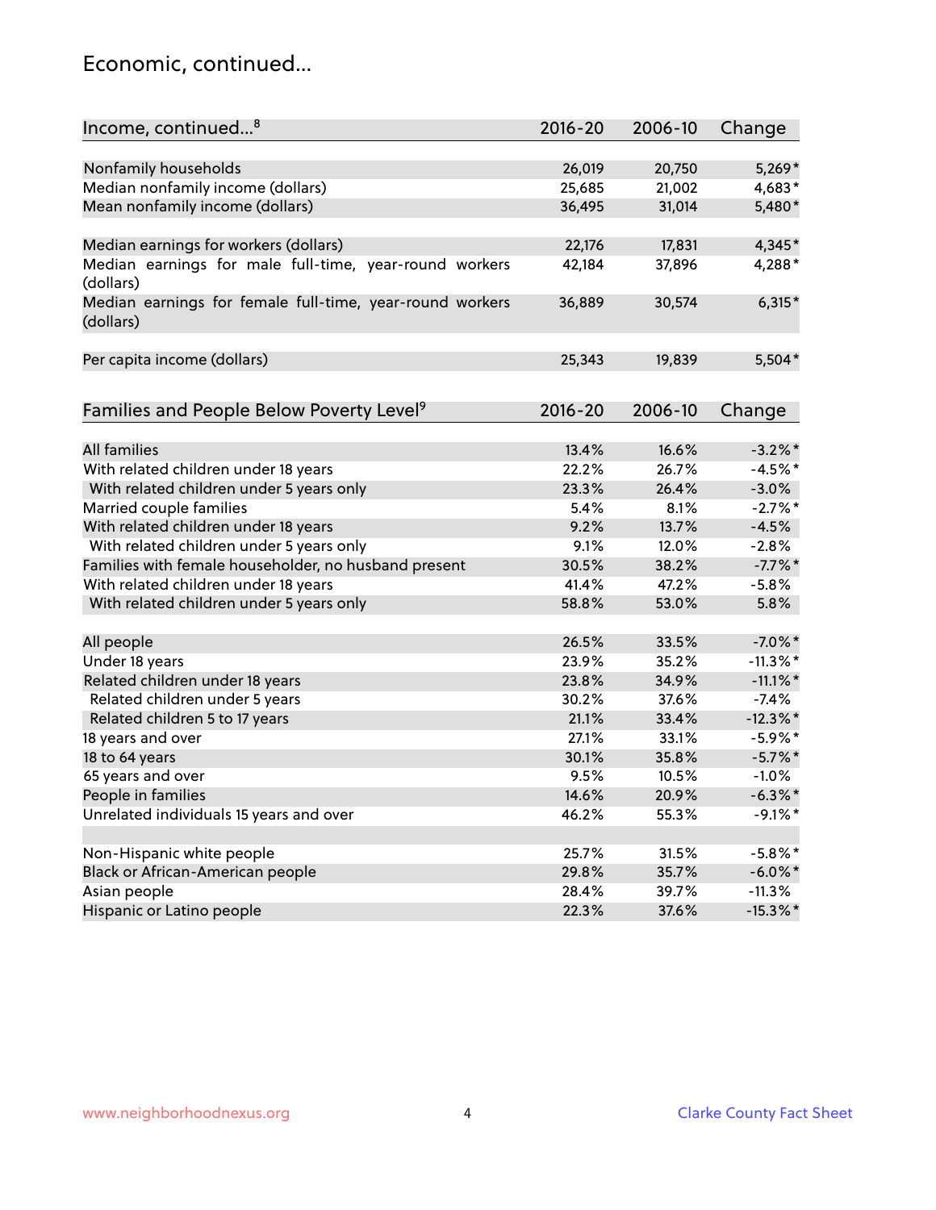## Economic, continued...

| Income, continued...[8] | 2016-20 | 2006-10 | Change |
|---|---|---|---|
| Nonfamily households | 26,019 | 20,750 | 5,269* |
| Median nonfamily income (dollars) | 25,685 | 21,002 | 4,683* |
| Mean nonfamily income (dollars) | 36,495 | 31,014 | 5,480* |
| Median earnings for workers (dollars) | 22,176 | 17,831 | 4,345* |
| Median earnings for male full-time, year-round workers (dollars) | 42,184 | 37,896 | 4,288* |
| Median earnings for female full-time, year-round workers (dollars) | 36,889 | 30,574 | 6,315* |
| Per capita income (dollars) | 25,343 | 19,839 | 5,504* |

| Families and People Below Poverty Level[9] | 2016-20 | 2006-10 | Change |
|---|---|---|---|
| All families | 13.4% | 16.6% | -3.2%* |
| With related children under 18 years | 22.2% | 26.7% | -4.5%* |
| With related children under 5 years only | 23.3% | 26.4% | -3.0% |
| Married couple families | 5.4% | 8.1% | -2.7%* |
| With related children under 18 years | 9.2% | 13.7% | -4.5% |
| With related children under 5 years only | 9.1% | 12.0% | -2.8% |
| Families with female householder, no husband present | 30.5% | 38.2% | -7.7%* |
| With related children under 18 years | 41.4% | 47.2% | -5.8% |
| With related children under 5 years only | 58.8% | 53.0% | 5.8% |
| All people | 26.5% | 33.5% | -7.0%* |
| Under 18 years | 23.9% | 35.2% | -11.3%* |
| Related children under 18 years | 23.8% | 34.9% | -11.1%* |
| Related children under 5 years | 30.2% | 37.6% | -7.4% |
| Related children 5 to 17 years | 21.1% | 33.4% | -12.3%* |
| 18 years and over | 27.1% | 33.1% | -5.9%* |
| 18 to 64 years | 30.1% | 35.8% | -5.7%* |
| 65 years and over | 9.5% | 10.5% | -1.0% |
| People in families | 14.6% | 20.9% | -6.3%* |
| Unrelated individuals 15 years and over | 46.2% | 55.3% | -9.1%* |
| Non-Hispanic white people | 25.7% | 31.5% | -5.8%* |
| Black or African-American people | 29.8% | 35.7% | -6.0%* |
| Asian people | 28.4% | 39.7% | -11.3% |
| Hispanic or Latino people | 22.3% | 37.6% | -15.3%* |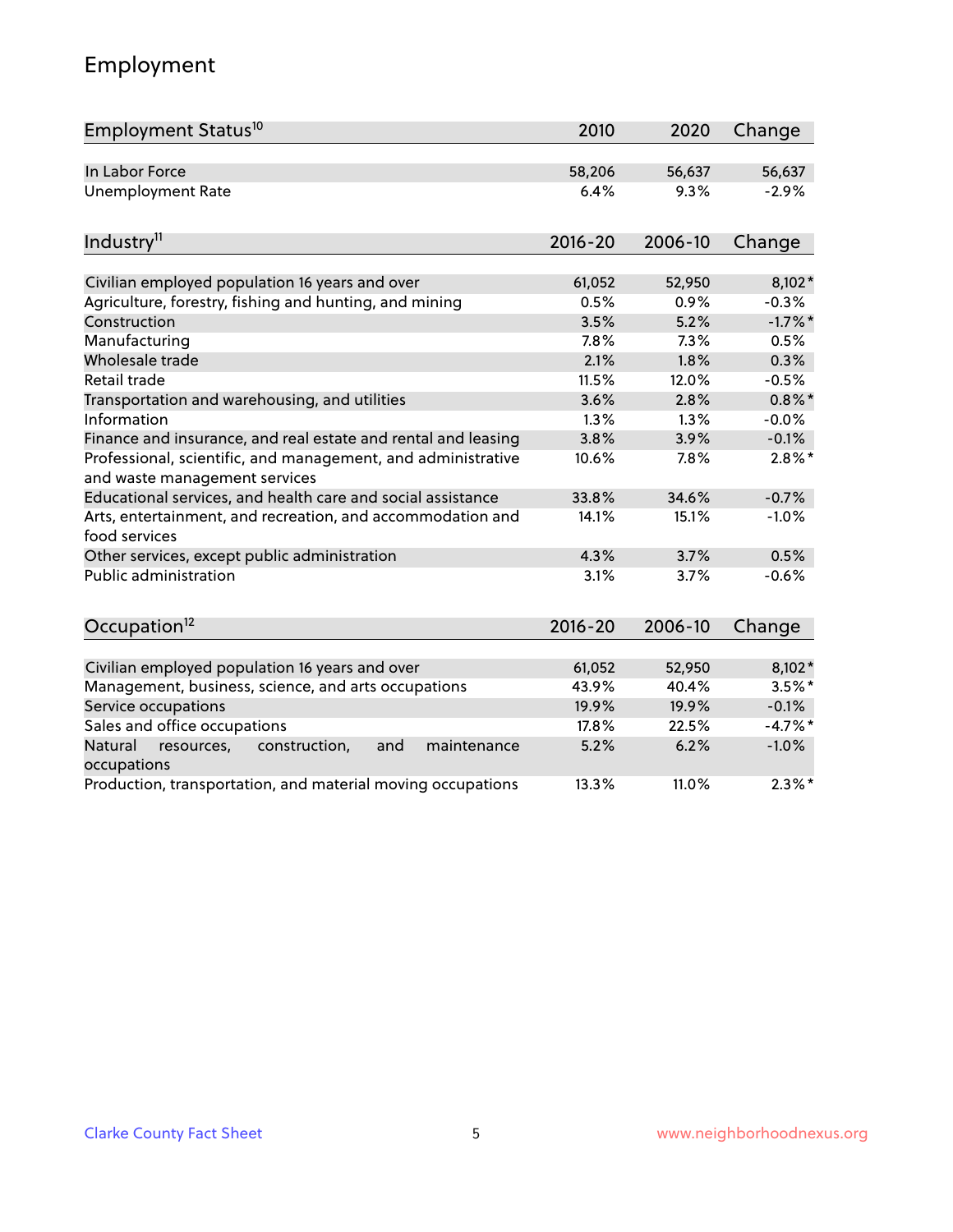# Employment

| Employment Status[10] | 2010 | 2020 | Change |
|---|---|---|---|
| In Labor Force | 58,206 | 56,637 | 56,637 |
| Unemployment Rate | 6.4% | 9.3% | -2.9% |

| Industry[11] | 2016-20 | 2006-10 | Change |
|---|---|---|---|
| Civilian employed population 16 years and over | 61,052 | 52,950 | 8,102* |
| Agriculture, forestry, fishing and hunting, and mining | 0.5% | 0.9% | -0.3% |
| Construction | 3.5% | 5.2% | -1.7%* |
| Manufacturing | 7.8% | 7.3% | 0.5% |
| Wholesale trade | 2.1% | 1.8% | 0.3% |
| Retail trade | 11.5% | 12.0% | -0.5% |
| Transportation and warehousing, and utilities | 3.6% | 2.8% | 0.8%* |
| Information | 1.3% | 1.3% | -0.0% |
| Finance and insurance, and real estate and rental and leasing | 3.8% | 3.9% | -0.1% |
| Professional, scientific, and management, and administrative and waste management services | 10.6% | 7.8% | 2.8%* |
| Educational services, and health care and social assistance | 33.8% | 34.6% | -0.7% |
| Arts, entertainment, and recreation, and accommodation and food services | 14.1% | 15.1% | -1.0% |
| Other services, except public administration | 4.3% | 3.7% | 0.5% |
| Public administration | 3.1% | 3.7% | -0.6% |

| Occupation[12] | 2016-20 | 2006-10 | Change |
|---|---|---|---|
| Civilian employed population 16 years and over | 61,052 | 52,950 | 8,102* |
| Management, business, science, and arts occupations | 43.9% | 40.4% | 3.5%* |
| Service occupations | 19.9% | 19.9% | -0.1% |
| Sales and office occupations | 17.8% | 22.5% | -4.7%* |
| Natural resources, construction, and maintenance occupations | 5.2% | 6.2% | -1.0% |
| Production, transportation, and material moving occupations | 13.3% | 11.0% | 2.3%* |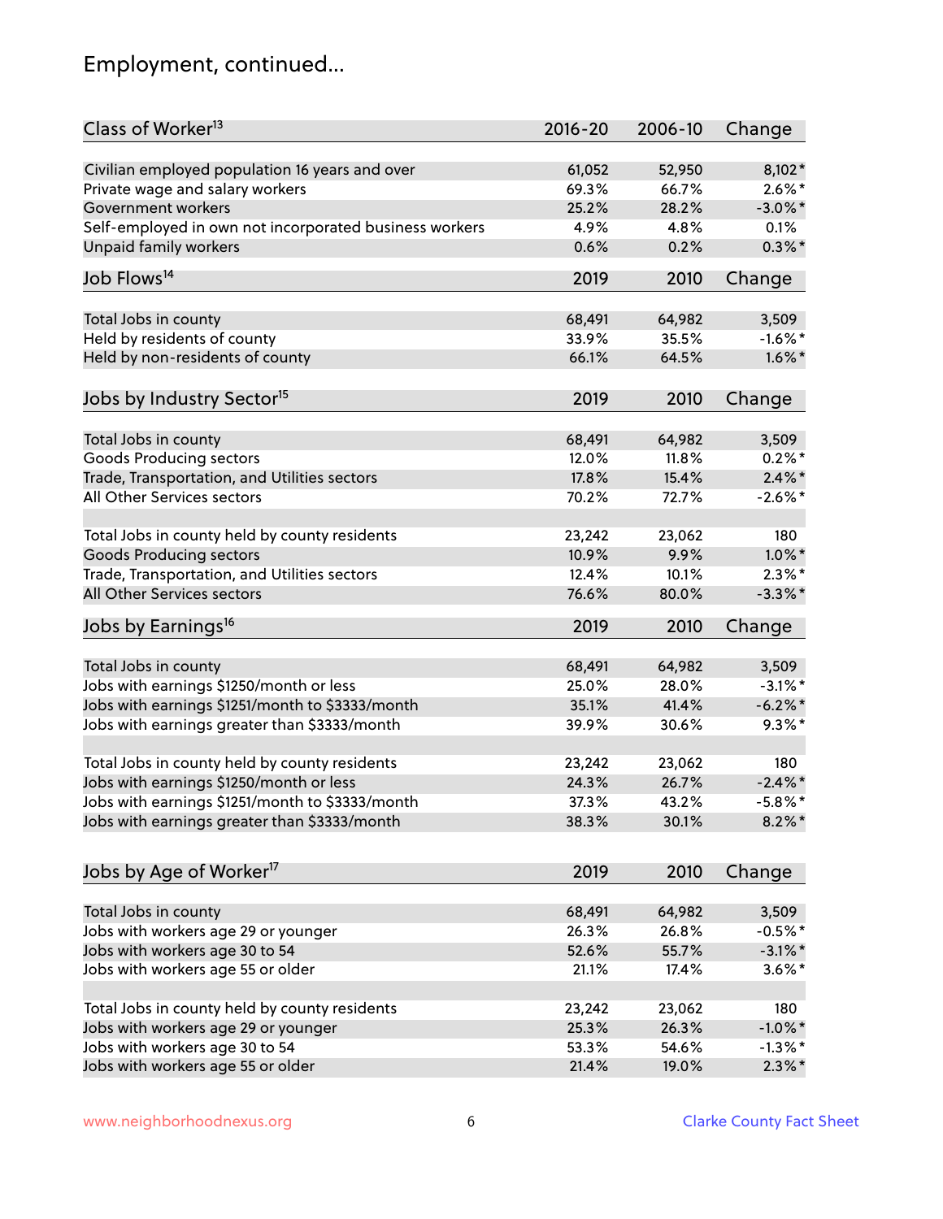# Employment, continued...

| Class of Worker[13] | 2016-20 | 2006-10 | Change |
|---|---|---|---|
| Civilian employed population 16 years and over | 61,052 | 52,950 | 8,102* |
| Private wage and salary workers | 69.3% | 66.7% | 2.6%* |
| Government workers | 25.2% | 28.2% | -3.0%* |
| Self-employed in own not incorporated business workers | 4.9% | 4.8% | 0.1% |
| Unpaid family workers | 0.6% | 0.2% | 0.3%* |

| Job Flows[14] | 2019 | 2010 | Change |
|---|---|---|---|
| Total Jobs in county | 68,491 | 64,982 | 3,509 |
| Held by residents of county | 33.9% | 35.5% | -1.6%* |
| Held by non-residents of county | 66.1% | 64.5% | 1.6%* |

| Jobs by Industry Sector[15] | 2019 | 2010 | Change |
|---|---|---|---|
| Total Jobs in county | 68,491 | 64,982 | 3,509 |
| Goods Producing sectors | 12.0% | 11.8% | 0.2%* |
| Trade, Transportation, and Utilities sectors | 17.8% | 15.4% | 2.4%* |
| All Other Services sectors | 70.2% | 72.7% | -2.6%* |
| | | | |
| Total Jobs in county held by county residents | 23,242 | 23,062 | 180 |
| Goods Producing sectors | 10.9% | 9.9% | 1.0%* |
| Trade, Transportation, and Utilities sectors | 12.4% | 10.1% | 2.3%* |
| All Other Services sectors | 76.6% | 80.0% | -3.3%* |

| Jobs by Earnings[16] | 2019 | 2010 | Change |
|---|---|---|---|
| Total Jobs in county | 68,491 | 64,982 | 3,509 |
| Jobs with earnings $1250/month or less | 25.0% | 28.0% | -3.1%* |
| Jobs with earnings $1251/month to $3333/month | 35.1% | 41.4% | -6.2%* |
| Jobs with earnings greater than $3333/month | 39.9% | 30.6% | 9.3%* |
| | | | |
| Total Jobs in county held by county residents | 23,242 | 23,062 | 180 |
| Jobs with earnings $1250/month or less | 24.3% | 26.7% | -2.4%* |
| Jobs with earnings $1251/month to $3333/month | 37.3% | 43.2% | -5.8%* |
| Jobs with earnings greater than $3333/month | 38.3% | 30.1% | 8.2%* |

| Jobs by Age of Worker[17] | 2019 | 2010 | Change |
|---|---|---|---|
| Total Jobs in county | 68,491 | 64,982 | 3,509 |
| Jobs with workers age 29 or younger | 26.3% | 26.8% | -0.5%* |
| Jobs with workers age 30 to 54 | 52.6% | 55.7% | -3.1%* |
| Jobs with workers age 55 or older | 21.1% | 17.4% | 3.6%* |
| | | | |
| Total Jobs in county held by county residents | 23,242 | 23,062 | 180 |
| Jobs with workers age 29 or younger | 25.3% | 26.3% | -1.0%* |
| Jobs with workers age 30 to 54 | 53.3% | 54.6% | -1.3%* |
| Jobs with workers age 55 or older | 21.4% | 19.0% | 2.3%* |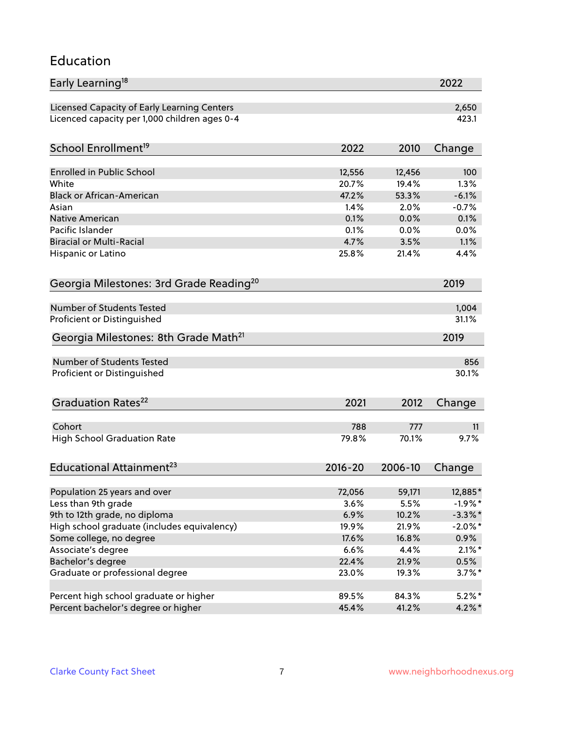# Education

| Early Learning[18] | 2022 |
|---|---|
| Licensed Capacity of Early Learning Centers | 2,650 |
| Licenced capacity per 1,000 children ages 0-4 | 423.1 |

| School Enrollment[19] | 2022 | 2010 | Change |
|---|---|---|---|
| Enrolled in Public School | 12,556 | 12,456 | 100 |
| White | 20.7% | 19.4% | 1.3% |
| Black or African-American | 47.2% | 53.3% | -6.1% |
| Asian | 1.4% | 2.0% | -0.7% |
| Native American | 0.1% | 0.0% | 0.1% |
| Pacific Islander | 0.1% | 0.0% | 0.0% |
| Biracial or Multi-Racial | 4.7% | 3.5% | 1.1% |
| Hispanic or Latino | 25.8% | 21.4% | 4.4% |

| Georgia Milestones: 3rd Grade Reading[20] | 2019 |
|---|---|
| Number of Students Tested | 1,004 |
| Proficient or Distinguished | 31.1% |

| Georgia Milestones: 8th Grade Math[21] | 2019 |
|---|---|
| Number of Students Tested | 856 |
| Proficient or Distinguished | 30.1% |

| Graduation Rates[22] | 2021 | 2012 | Change |
|---|---|---|---|
| Cohort | 788 | 777 | 11 |
| High School Graduation Rate | 79.8% | 70.1% | 9.7% |

| Educational Attainment[23] | 2016-20 | 2006-10 | Change |
|---|---|---|---|
| Population 25 years and over | 72,056 | 59,171 | 12,885* |
| Less than 9th grade | 3.6% | 5.5% | -1.9%* |
| 9th to 12th grade, no diploma | 6.9% | 10.2% | -3.3%* |
| High school graduate (includes equivalency) | 19.9% | 21.9% | -2.0%* |
| Some college, no degree | 17.6% | 16.8% | 0.9% |
| Associate's degree | 6.6% | 4.4% | 2.1%* |
| Bachelor's degree | 22.4% | 21.9% | 0.5% |
| Graduate or professional degree | 23.0% | 19.3% | 3.7%* |
| | | | |
| Percent high school graduate or higher | 89.5% | 84.3% | 5.2%* |
| Percent bachelor's degree or higher | 45.4% | 41.2% | 4.2%* |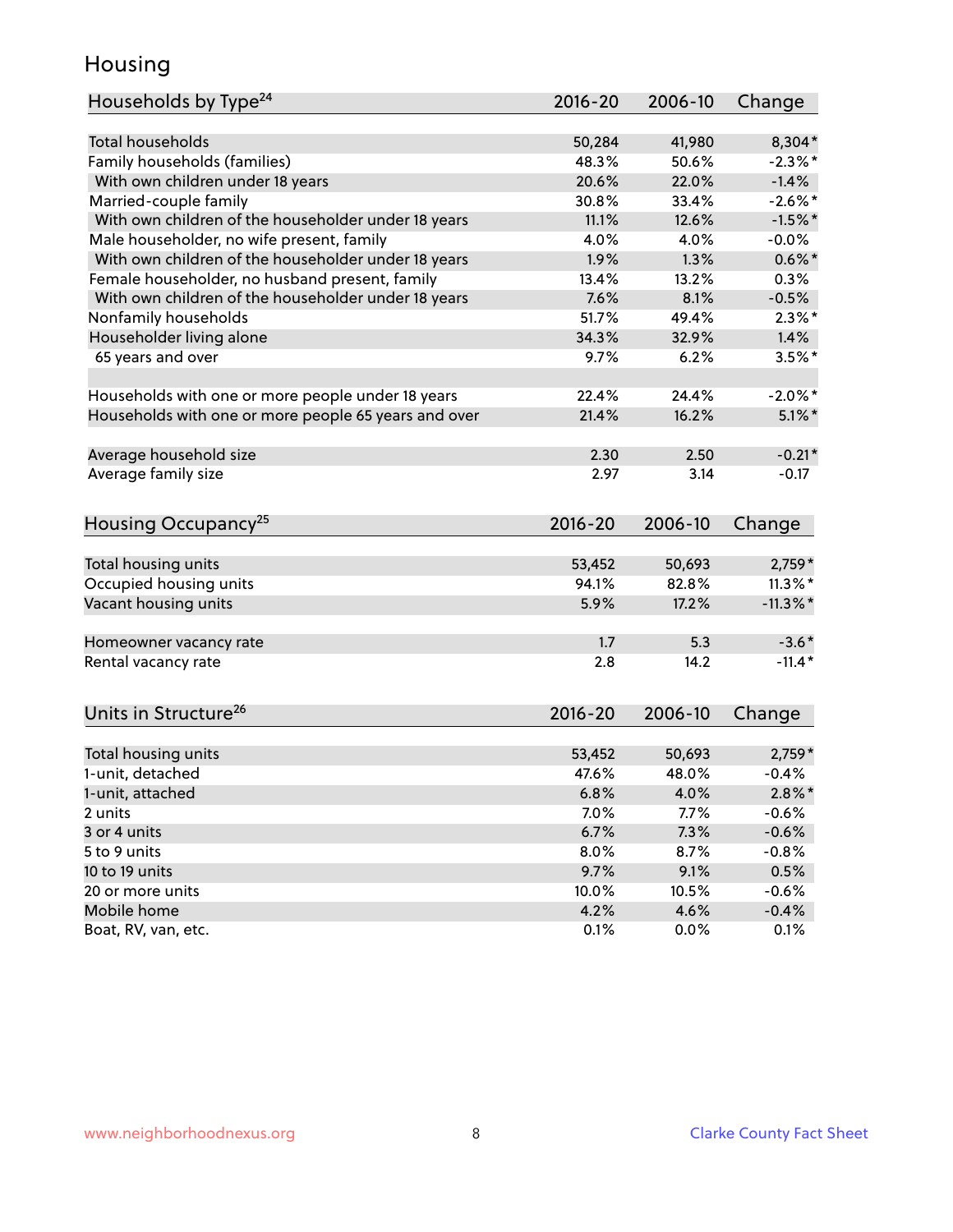# Housing

| Households by Type[24] | 2016-20 | 2006-10 | Change |
|---|---|---|---|
| Total households | 50,284 | 41,980 | 8,304* |
| Family households (families) | 48.3% | 50.6% | -2.3%* |
| With own children under 18 years | 20.6% | 22.0% | -1.4% |
| Married-couple family | 30.8% | 33.4% | -2.6%* |
| With own children of the householder under 18 years | 11.1% | 12.6% | -1.5%* |
| Male householder, no wife present, family | 4.0% | 4.0% | -0.0% |
| With own children of the householder under 18 years | 1.9% | 1.3% | 0.6%* |
| Female householder, no husband present, family | 13.4% | 13.2% | 0.3% |
| With own children of the householder under 18 years | 7.6% | 8.1% | -0.5% |
| Nonfamily households | 51.7% | 49.4% | 2.3%* |
| Householder living alone | 34.3% | 32.9% | 1.4% |
| 65 years and over | 9.7% | 6.2% | 3.5%* |
| | | | |
| Households with one or more people under 18 years | 22.4% | 24.4% | -2.0%* |
| Households with one or more people 65 years and over | 21.4% | 16.2% | 5.1%* |
| | | | |
| Average household size | 2.30 | 2.50 | -0.21* |
| Average family size | 2.97 | 3.14 | -0.17 |

| Housing Occupancy[25] | 2016-20 | 2006-10 | Change |
|---|---|---|---|
| Total housing units | 53,452 | 50,693 | 2,759* |
| Occupied housing units | 94.1% | 82.8% | 11.3%* |
| Vacant housing units | 5.9% | 17.2% | -11.3%* |
| | | | |
| Homeowner vacancy rate | 1.7 | 5.3 | -3.6* |
| Rental vacancy rate | 2.8 | 14.2 | -11.4* |

| Units in Structure[26] | 2016-20 | 2006-10 | Change |
|---|---|---|---|
| Total housing units | 53,452 | 50,693 | 2,759* |
| 1-unit, detached | 47.6% | 48.0% | -0.4% |
| 1-unit, attached | 6.8% | 4.0% | 2.8%* |
| 2 units | 7.0% | 7.7% | -0.6% |
| 3 or 4 units | 6.7% | 7.3% | -0.6% |
| 5 to 9 units | 8.0% | 8.7% | -0.8% |
| 10 to 19 units | 9.7% | 9.1% | 0.5% |
| 20 or more units | 10.0% | 10.5% | -0.6% |
| Mobile home | 4.2% | 4.6% | -0.4% |
| Boat, RV, van, etc. | 0.1% | 0.0% | 0.1% |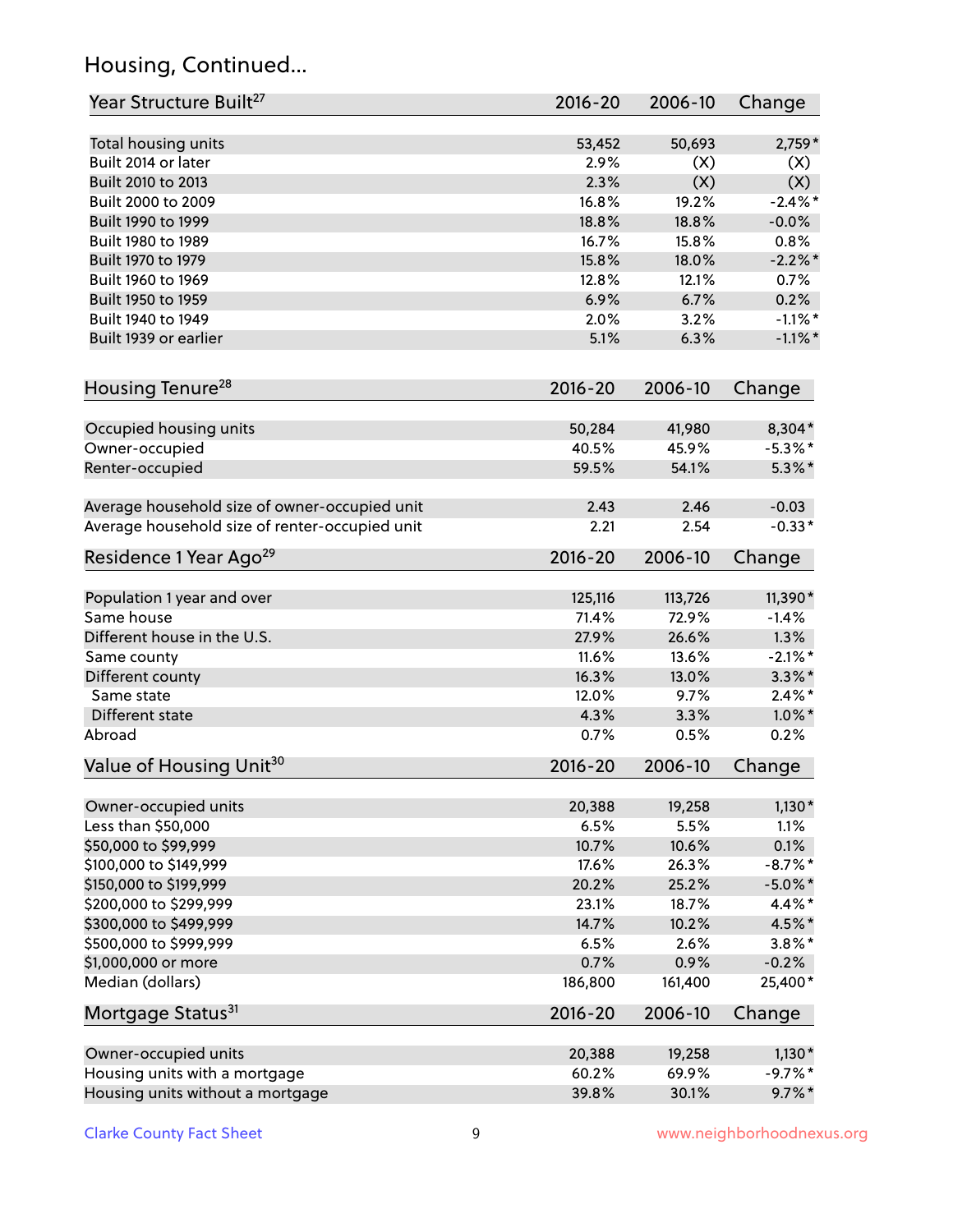## Housing, Continued...

| Year Structure Built[27] | 2016-20 | 2006-10 | Change |
| --- | --- | --- | --- |
| Total housing units | 53,452 | 50,693 | 2,759* |
| Built 2014 or later | 2.9% | (X) | (X) |
| Built 2010 to 2013 | 2.3% | (X) | (X) |
| Built 2000 to 2009 | 16.8% | 19.2% | -2.4%* |
| Built 1990 to 1999 | 18.8% | 18.8% | -0.0% |
| Built 1980 to 1989 | 16.7% | 15.8% | 0.8% |
| Built 1970 to 1979 | 15.8% | 18.0% | -2.2%* |
| Built 1960 to 1969 | 12.8% | 12.1% | 0.7% |
| Built 1950 to 1959 | 6.9% | 6.7% | 0.2% |
| Built 1940 to 1949 | 2.0% | 3.2% | -1.1%* |
| Built 1939 or earlier | 5.1% | 6.3% | -1.1%* |

| Housing Tenure[28] | 2016-20 | 2006-10 | Change |
| --- | --- | --- | --- |
| Occupied housing units | 50,284 | 41,980 | 8,304* |
| Owner-occupied | 40.5% | 45.9% | -5.3%* |
| Renter-occupied | 59.5% | 54.1% | 5.3%* |
| Average household size of owner-occupied unit | 2.43 | 2.46 | -0.03 |
| Average household size of renter-occupied unit | 2.21 | 2.54 | -0.33* |

| Residence 1 Year Ago[29] | 2016-20 | 2006-10 | Change |
| --- | --- | --- | --- |
| Population 1 year and over | 125,116 | 113,726 | 11,390* |
| Same house | 71.4% | 72.9% | -1.4% |
| Different house in the U.S. | 27.9% | 26.6% | 1.3% |
| Same county | 11.6% | 13.6% | -2.1%* |
| Different county | 16.3% | 13.0% | 3.3%* |
| Same state | 12.0% | 9.7% | 2.4%* |
| Different state | 4.3% | 3.3% | 1.0%* |
| Abroad | 0.7% | 0.5% | 0.2% |

| Value of Housing Unit[30] | 2016-20 | 2006-10 | Change |
| --- | --- | --- | --- |
| Owner-occupied units | 20,388 | 19,258 | 1,130* |
| Less than $50,000 | 6.5% | 5.5% | 1.1% |
| $50,000 to $99,999 | 10.7% | 10.6% | 0.1% |
| $100,000 to $149,999 | 17.6% | 26.3% | -8.7%* |
| $150,000 to $199,999 | 20.2% | 25.2% | -5.0%* |
| $200,000 to $299,999 | 23.1% | 18.7% | 4.4%* |
| $300,000 to $499,999 | 14.7% | 10.2% | 4.5%* |
| $500,000 to $999,999 | 6.5% | 2.6% | 3.8%* |
| $1,000,000 or more | 0.7% | 0.9% | -0.2% |
| Median (dollars) | 186,800 | 161,400 | 25,400* |

| Mortgage Status[31] | 2016-20 | 2006-10 | Change |
| --- | --- | --- | --- |
| Owner-occupied units | 20,388 | 19,258 | 1,130* |
| Housing units with a mortgage | 60.2% | 69.9% | -9.7%* |
| Housing units without a mortgage | 39.8% | 30.1% | 9.7%* |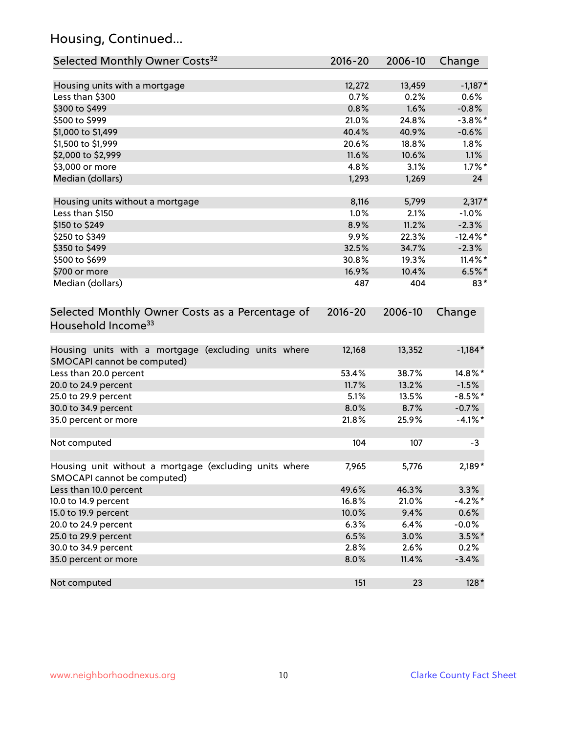## Housing, Continued...

| Selected Monthly Owner Costs[32] | 2016-20 | 2006-10 | Change |
|---|---|---|---|
| Housing units with a mortgage | 12,272 | 13,459 | -1,187* |
| Less than $300 | 0.7% | 0.2% | 0.6% |
| $300 to $499 | 0.8% | 1.6% | -0.8% |
| $500 to $999 | 21.0% | 24.8% | -3.8%* |
| $1,000 to $1,499 | 40.4% | 40.9% | -0.6% |
| $1,500 to $1,999 | 20.6% | 18.8% | 1.8% |
| $2,000 to $2,999 | 11.6% | 10.6% | 1.1% |
| $3,000 or more | 4.8% | 3.1% | 1.7%* |
| Median (dollars) | 1,293 | 1,269 | 24 |
| | | | |
| Housing units without a mortgage | 8,116 | 5,799 | 2,317* |
| Less than $150 | 1.0% | 2.1% | -1.0% |
| $150 to $249 | 8.9% | 11.2% | -2.3% |
| $250 to $349 | 9.9% | 22.3% | -12.4%* |
| $350 to $499 | 32.5% | 34.7% | -2.3% |
| $500 to $699 | 30.8% | 19.3% | 11.4%* |
| $700 or more | 16.9% | 10.4% | 6.5%* |
| Median (dollars) | 487 | 404 | 83* |

| Selected Monthly Owner Costs as a Percentage of Household Income[33] | 2016-20 | 2006-10 | Change |
|---|---|---|---|
| Housing units with a mortgage (excluding units where SMOCAPI cannot be computed) | 12,168 | 13,352 | -1,184* |
| Less than 20.0 percent | 53.4% | 38.7% | 14.8%* |
| 20.0 to 24.9 percent | 11.7% | 13.2% | -1.5% |
| 25.0 to 29.9 percent | 5.1% | 13.5% | -8.5%* |
| 30.0 to 34.9 percent | 8.0% | 8.7% | -0.7% |
| 35.0 percent or more | 21.8% | 25.9% | -4.1%* |
| | | | |
| Not computed | 104 | 107 | -3 |
| | | | |
| Housing unit without a mortgage (excluding units where SMOCAPI cannot be computed) | 7,965 | 5,776 | 2,189* |
| Less than 10.0 percent | 49.6% | 46.3% | 3.3% |
| 10.0 to 14.9 percent | 16.8% | 21.0% | -4.2%* |
| 15.0 to 19.9 percent | 10.0% | 9.4% | 0.6% |
| 20.0 to 24.9 percent | 6.3% | 6.4% | -0.0% |
| 25.0 to 29.9 percent | 6.5% | 3.0% | 3.5%* |
| 30.0 to 34.9 percent | 2.8% | 2.6% | 0.2% |
| 35.0 percent or more | 8.0% | 11.4% | -3.4% |
| | | | |
| Not computed | 151 | 23 | 128* |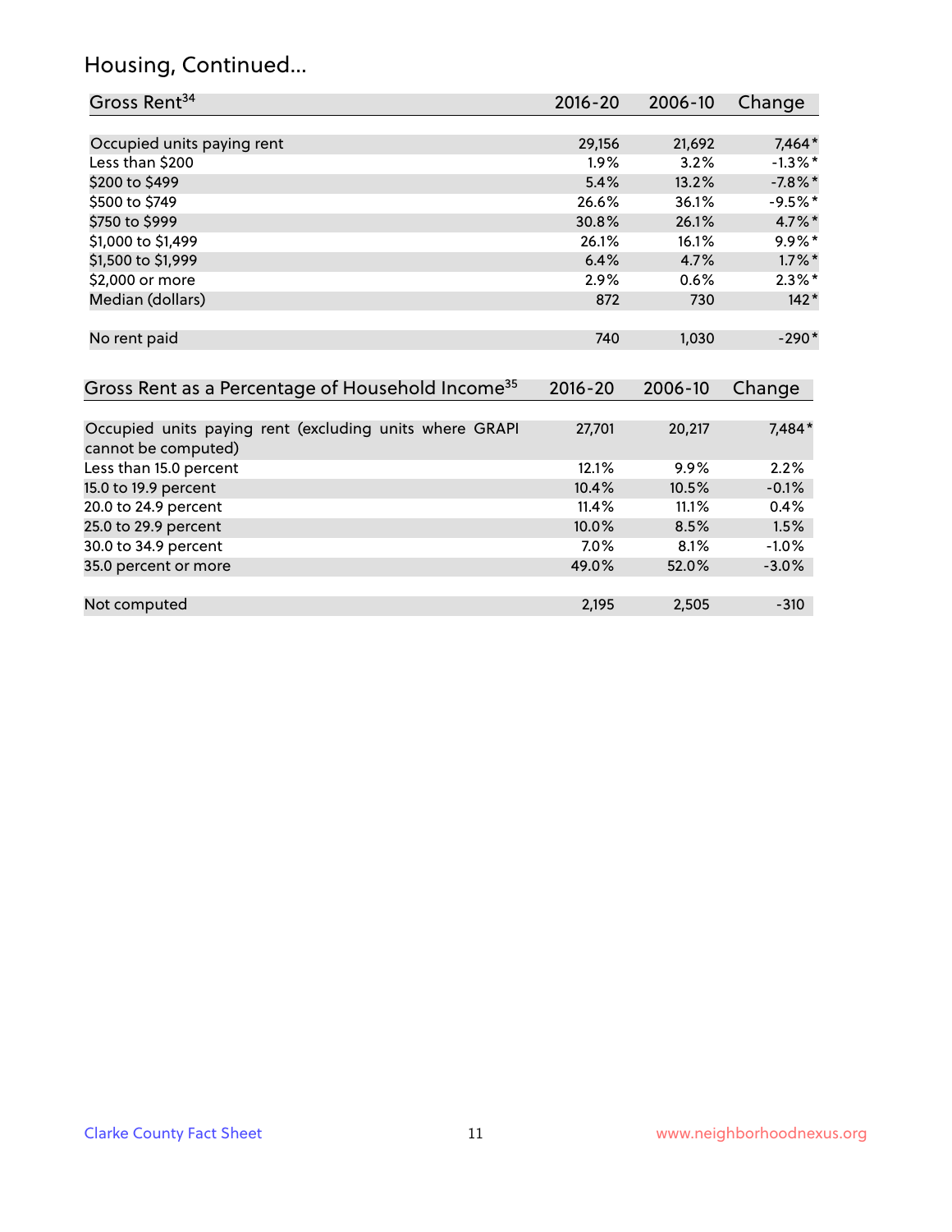# Housing, Continued...

| Gross Rent[34] | 2016-20 | 2006-10 | Change |
|---|---|---|---|
| Occupied units paying rent | 29,156 | 21,692 | 7,464* |
| Less than $200 | 1.9% | 3.2% | -1.3%* |
| $200 to $499 | 5.4% | 13.2% | -7.8%* |
| $500 to $749 | 26.6% | 36.1% | -9.5%* |
| $750 to $999 | 30.8% | 26.1% | 4.7%* |
| $1,000 to $1,499 | 26.1% | 16.1% | 9.9%* |
| $1,500 to $1,999 | 6.4% | 4.7% | 1.7%* |
| $2,000 or more | 2.9% | 0.6% | 2.3%* |
| Median (dollars) | 872 | 730 | 142* |
| No rent paid | 740 | 1,030 | -290* |

| Gross Rent as a Percentage of Household Income[35] | 2016-20 | 2006-10 | Change |
|---|---|---|---|
| Occupied units paying rent (excluding units where GRAPI cannot be computed) | 27,701 | 20,217 | 7,484* |
| Less than 15.0 percent | 12.1% | 9.9% | 2.2% |
| 15.0 to 19.9 percent | 10.4% | 10.5% | -0.1% |
| 20.0 to 24.9 percent | 11.4% | 11.1% | 0.4% |
| 25.0 to 29.9 percent | 10.0% | 8.5% | 1.5% |
| 30.0 to 34.9 percent | 7.0% | 8.1% | -1.0% |
| 35.0 percent or more | 49.0% | 52.0% | -3.0% |
| Not computed | 2,195 | 2,505 | -310 |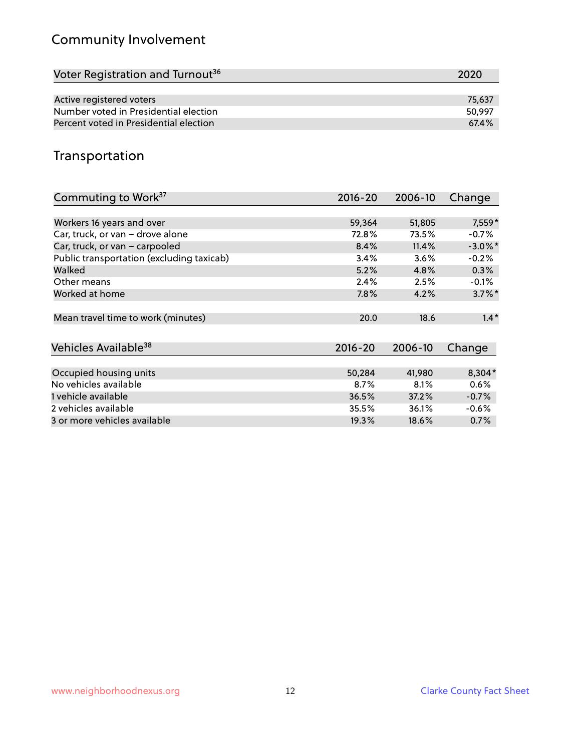## Community Involvement

| Voter Registration and Turnout[36] | 2020 |
|---|---|
| Active registered voters | 75,637 |
| Number voted in Presidential election | 50,997 |
| Percent voted in Presidential election | 67.4% |

## Transportation

| Commuting to Work[37] | 2016-20 | 2006-10 | Change |
|---|---|---|---|
| Workers 16 years and over | 59,364 | 51,805 | 7,559* |
| Car, truck, or van – drove alone | 72.8% | 73.5% | -0.7% |
| Car, truck, or van – carpooled | 8.4% | 11.4% | -3.0%* |
| Public transportation (excluding taxicab) | 3.4% | 3.6% | -0.2% |
| Walked | 5.2% | 4.8% | 0.3% |
| Other means | 2.4% | 2.5% | -0.1% |
| Worked at home | 7.8% | 4.2% | 3.7%* |
| Mean travel time to work (minutes) | 20.0 | 18.6 | 1.4* |

| Vehicles Available[38] | 2016-20 | 2006-10 | Change |
|---|---|---|---|
| Occupied housing units | 50,284 | 41,980 | 8,304* |
| No vehicles available | 8.7% | 8.1% | 0.6% |
| 1 vehicle available | 36.5% | 37.2% | -0.7% |
| 2 vehicles available | 35.5% | 36.1% | -0.6% |
| 3 or more vehicles available | 19.3% | 18.6% | 0.7% |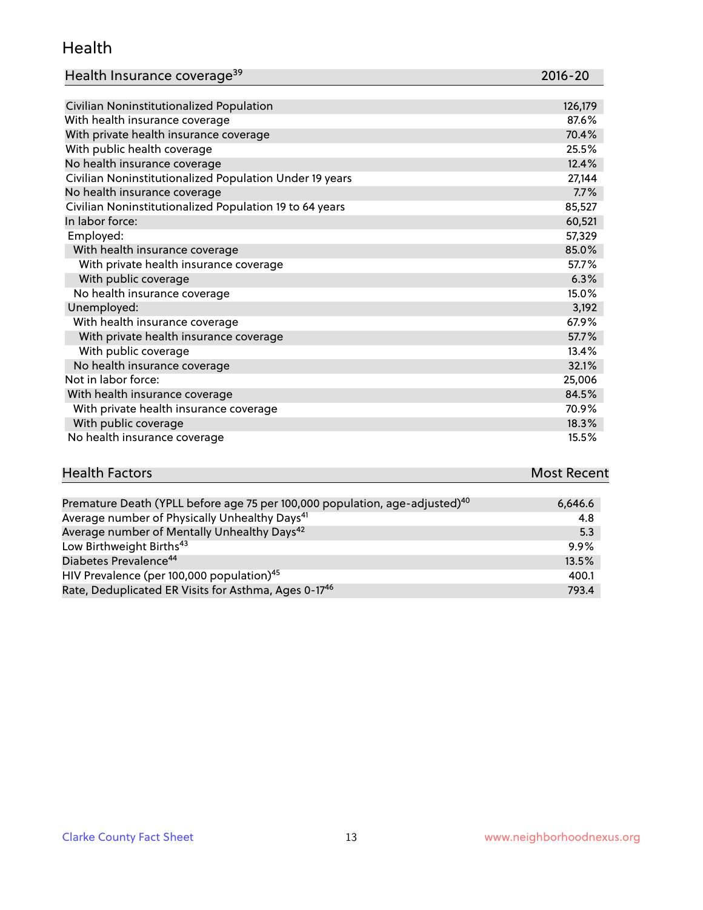## Health

| Health Insurance coverage[39] | 2016-20 |
| --- | --- |
| Civilian Noninstitutionalized Population | 126,179 |
| With health insurance coverage | 87.6% |
| With private health insurance coverage | 70.4% |
| With public health coverage | 25.5% |
| No health insurance coverage | 12.4% |
| Civilian Noninstitutionalized Population Under 19 years | 27,144 |
| No health insurance coverage | 7.7% |
| Civilian Noninstitutionalized Population 19 to 64 years | 85,527 |
| In labor force: | 60,521 |
| Employed: | 57,329 |
| With health insurance coverage | 85.0% |
| With private health insurance coverage | 57.7% |
| With public coverage | 6.3% |
| No health insurance coverage | 15.0% |
| Unemployed: | 3,192 |
| With health insurance coverage | 67.9% |
| With private health insurance coverage | 57.7% |
| With public coverage | 13.4% |
| No health insurance coverage | 32.1% |
| Not in labor force: | 25,006 |
| With health insurance coverage | 84.5% |
| With private health insurance coverage | 70.9% |
| With public coverage | 18.3% |
| No health insurance coverage | 15.5% |

| Health Factors | Most Recent |
| --- | --- |
| Premature Death (YPLL before age 75 per 100,000 population, age-adjusted)[40] | 6,646.6 |
| Average number of Physically Unhealthy Days[41] | 4.8 |
| Average number of Mentally Unhealthy Days[42] | 5.3 |
| Low Birthweight Births[43] | 9.9% |
| Diabetes Prevalence[44] | 13.5% |
| HIV Prevalence (per 100,000 population)[45] | 400.1 |
| Rate, Deduplicated ER Visits for Asthma, Ages 0-17[46] | 793.4 |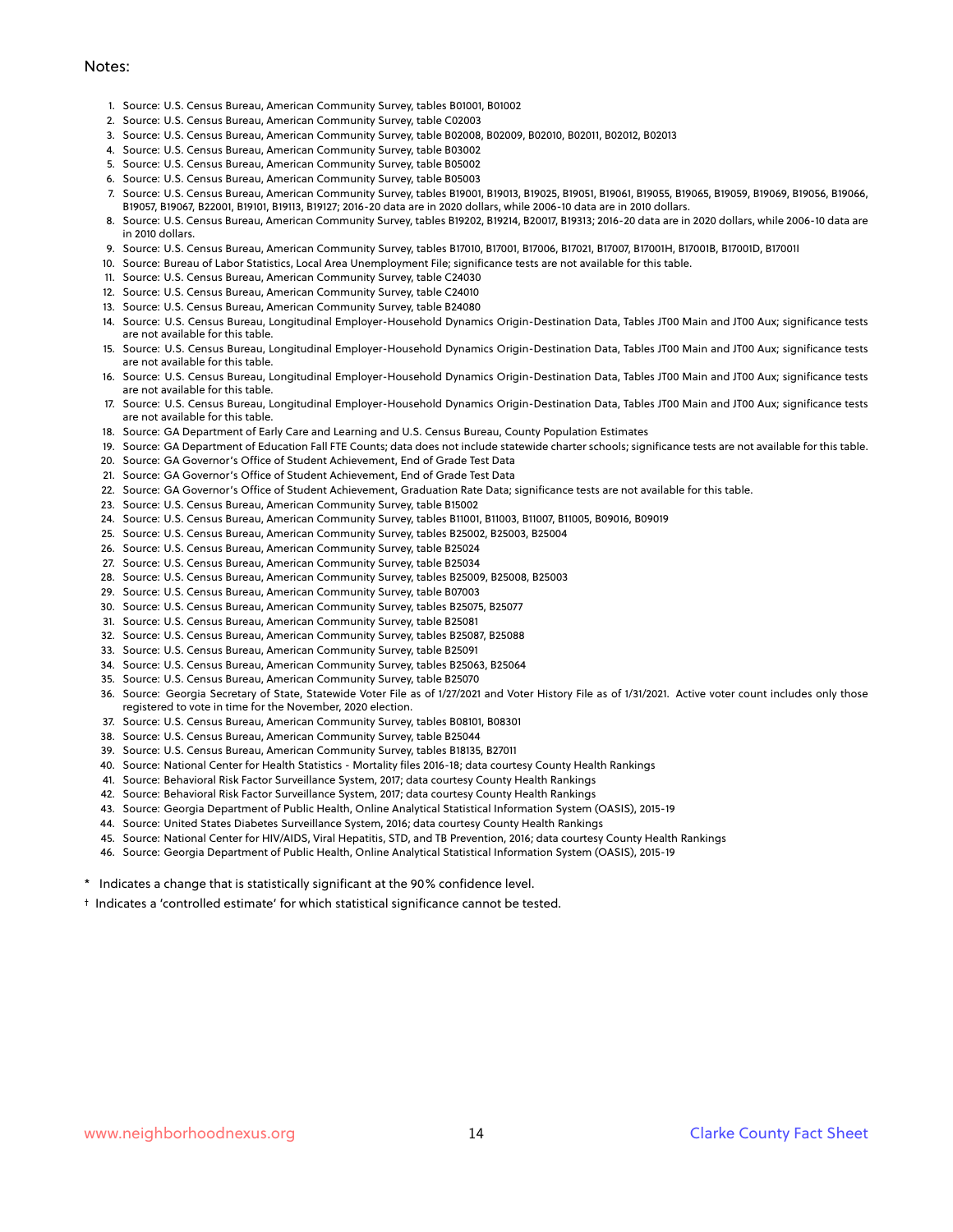Notes:

1. Source: U.S. Census Bureau, American Community Survey, tables B01001, B01002
2. Source: U.S. Census Bureau, American Community Survey, table C02003
3. Source: U.S. Census Bureau, American Community Survey, table B02008, B02009, B02010, B02011, B02012, B02013
4. Source: U.S. Census Bureau, American Community Survey, table B03002
5. Source: U.S. Census Bureau, American Community Survey, table B05002
6. Source: U.S. Census Bureau, American Community Survey, table B05003
7. Source: U.S. Census Bureau, American Community Survey, tables B19001, B19013, B19025, B19051, B19061, B19055, B19065, B19059, B19069, B19056, B19066, B19057, B19067, B22001, B19101, B19113, B19127; 2016-20 data are in 2020 dollars, while 2006-10 data are in 2010 dollars.
8. Source: U.S. Census Bureau, American Community Survey, tables B19202, B19214, B20017, B19313; 2016-20 data are in 2020 dollars, while 2006-10 data are in 2010 dollars.
9. Source: U.S. Census Bureau, American Community Survey, tables B17010, B17001, B17006, B17021, B17007, B17001H, B17001B, B17001D, B17001I
10. Source: Bureau of Labor Statistics, Local Area Unemployment File; significance tests are not available for this table.
11. Source: U.S. Census Bureau, American Community Survey, table C24030
12. Source: U.S. Census Bureau, American Community Survey, table C24010
13. Source: U.S. Census Bureau, American Community Survey, table B24080
14. Source: U.S. Census Bureau, Longitudinal Employer-Household Dynamics Origin-Destination Data, Tables JT00 Main and JT00 Aux; significance tests are not available for this table.
15. Source: U.S. Census Bureau, Longitudinal Employer-Household Dynamics Origin-Destination Data, Tables JT00 Main and JT00 Aux; significance tests are not available for this table.
16. Source: U.S. Census Bureau, Longitudinal Employer-Household Dynamics Origin-Destination Data, Tables JT00 Main and JT00 Aux; significance tests are not available for this table.
17. Source: U.S. Census Bureau, Longitudinal Employer-Household Dynamics Origin-Destination Data, Tables JT00 Main and JT00 Aux; significance tests are not available for this table.
18. Source: GA Department of Early Care and Learning and U.S. Census Bureau, County Population Estimates
19. Source: GA Department of Education Fall FTE Counts; data does not include statewide charter schools; significance tests are not available for this table.
20. Source: GA Governor's Office of Student Achievement, End of Grade Test Data
21. Source: GA Governor's Office of Student Achievement, End of Grade Test Data
22. Source: GA Governor's Office of Student Achievement, Graduation Rate Data; significance tests are not available for this table.
23. Source: U.S. Census Bureau, American Community Survey, table B15002
24. Source: U.S. Census Bureau, American Community Survey, tables B11001, B11003, B11007, B11005, B09016, B09019
25. Source: U.S. Census Bureau, American Community Survey, tables B25002, B25003, B25004
26. Source: U.S. Census Bureau, American Community Survey, table B25024
27. Source: U.S. Census Bureau, American Community Survey, table B25034
28. Source: U.S. Census Bureau, American Community Survey, tables B25009, B25008, B25003
29. Source: U.S. Census Bureau, American Community Survey, table B07003
30. Source: U.S. Census Bureau, American Community Survey, tables B25075, B25077
31. Source: U.S. Census Bureau, American Community Survey, table B25081
32. Source: U.S. Census Bureau, American Community Survey, tables B25087, B25088
33. Source: U.S. Census Bureau, American Community Survey, table B25091
34. Source: U.S. Census Bureau, American Community Survey, tables B25063, B25064
35. Source: U.S. Census Bureau, American Community Survey, table B25070
36. Source: Georgia Secretary of State, Statewide Voter File as of 1/27/2021 and Voter History File as of 1/31/2021. Active voter count includes only those registered to vote in time for the November, 2020 election.
37. Source: U.S. Census Bureau, American Community Survey, tables B08101, B08301
38. Source: U.S. Census Bureau, American Community Survey, table B25044
39. Source: U.S. Census Bureau, American Community Survey, tables B18135, B27011
40. Source: National Center for Health Statistics - Mortality files 2016-18; data courtesy County Health Rankings
41. Source: Behavioral Risk Factor Surveillance System, 2017; data courtesy County Health Rankings
42. Source: Behavioral Risk Factor Surveillance System, 2017; data courtesy County Health Rankings
43. Source: Georgia Department of Public Health, Online Analytical Statistical Information System (OASIS), 2015-19
44. Source: United States Diabetes Surveillance System, 2016; data courtesy County Health Rankings
45. Source: National Center for HIV/AIDS, Viral Hepatitis, STD, and TB Prevention, 2016; data courtesy County Health Rankings
46. Source: Georgia Department of Public Health, Online Analytical Statistical Information System (OASIS), 2015-19

\* Indicates a change that is statistically significant at the 90% confidence level.

† Indicates a 'controlled estimate' for which statistical significance cannot be tested.